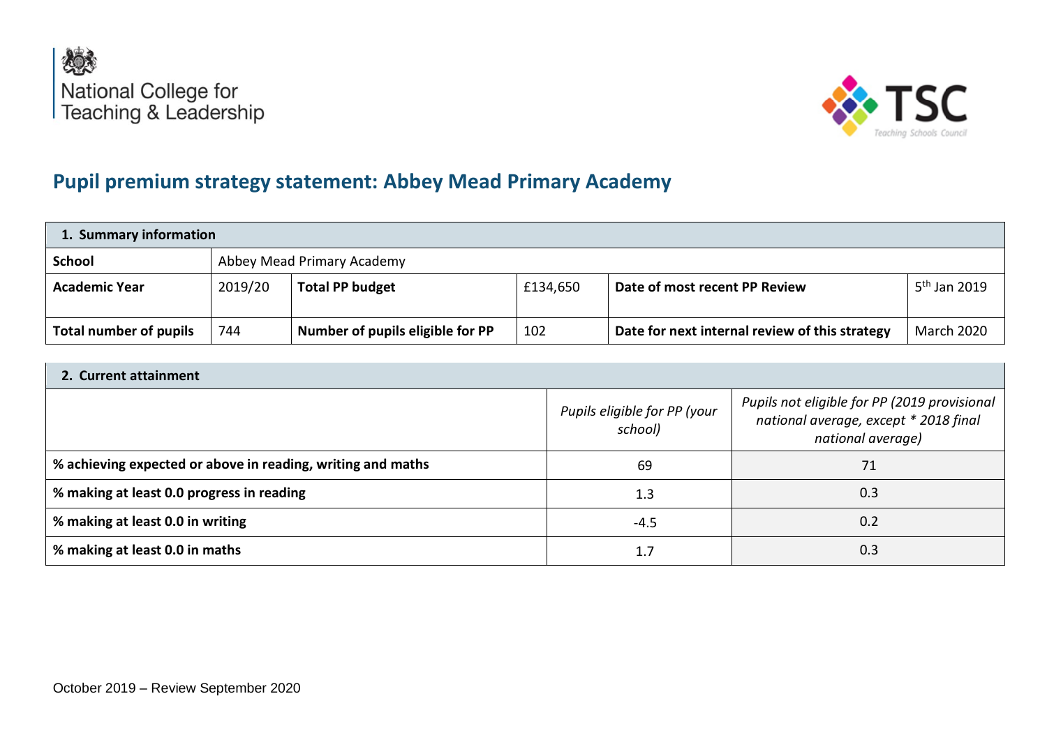National College for Teaching & Leadership

TSC Teaching Schools Council

# Pupil premium strategy statement: Abbey Mead Primary Academy

| 1. Summary information | | | | | |
|---|---|---|---|---|---|
| **School** | Abbey Mead Primary Academy | | | | |
| **Academic Year** | 2019/20 | **Total PP budget** | £134,650 | **Date of most recent PP Review** | 5th Jan 2019 |
| **Total number of pupils** | 744 | **Number of pupils eligible for PP** | 102 | **Date for next internal review of this strategy** | March 2020 |

| 2. Current attainment | | |
|---|---|---|
| | *Pupils eligible for PP (your school)* | *Pupils not eligible for PP (2019 provisional national average, except * 2018 final national average)* |
| **% achieving expected or above in reading, writing and maths** | 69 | 71 |
| **% making at least 0.0 progress in reading** | 1.3 | 0.3 |
| **% making at least 0.0 in writing** | -4.5 | 0.2 |
| **% making at least 0.0 in maths** | 1.7 | 0.3 |

October 2019 – Review September 2020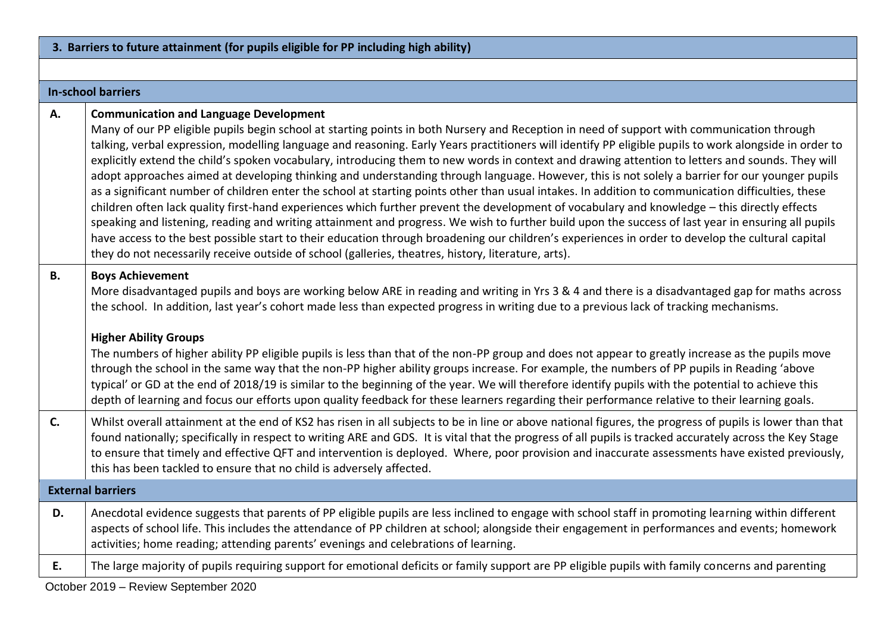| 3. Barriers to future attainment (for pupils eligible for PP including high ability) | |
|---|---|
| | |
| **In-school barriers** | |
| **A.** | **Communication and Language Development**<br>Many of our PP eligible pupils begin school at starting points in both Nursery and Reception in need of support with communication through talking, verbal expression, modelling language and reasoning. Early Years practitioners will identify PP eligible pupils to work alongside in order to explicitly extend the child's spoken vocabulary, introducing them to new words in context and drawing attention to letters and sounds. They will adopt approaches aimed at developing thinking and understanding through language. However, this is not solely a barrier for our younger pupils as a significant number of children enter the school at starting points other than usual intakes. In addition to communication difficulties, these children often lack quality first-hand experiences which further prevent the development of vocabulary and knowledge – this directly effects speaking and listening, reading and writing attainment and progress. We wish to further build upon the success of last year in ensuring all pupils have access to the best possible start to their education through broadening our children's experiences in order to develop the cultural capital they do not necessarily receive outside of school (galleries, theatres, history, literature, arts). |
| **B.** | **Boys Achievement**<br>More disadvantaged pupils and boys are working below ARE in reading and writing in Yrs 3 & 4 and there is a disadvantaged gap for maths across the school. In addition, last year's cohort made less than expected progress in writing due to a previous lack of tracking mechanisms.<br><br>**Higher Ability Groups**<br>The numbers of higher ability PP eligible pupils is less than that of the non-PP group and does not appear to greatly increase as the pupils move through the school in the same way that the non-PP higher ability groups increase. For example, the numbers of PP pupils in Reading 'above typical' or GD at the end of 2018/19 is similar to the beginning of the year. We will therefore identify pupils with the potential to achieve this depth of learning and focus our efforts upon quality feedback for these learners regarding their performance relative to their learning goals. |
| **C.** | Whilst overall attainment at the end of KS2 has risen in all subjects to be in line or above national figures, the progress of pupils is lower than that found nationally; specifically in respect to writing ARE and GDS. It is vital that the progress of all pupils is tracked accurately across the Key Stage to ensure that timely and effective QFT and intervention is deployed. Where, poor provision and inaccurate assessments have existed previously, this has been tackled to ensure that no child is adversely affected. |
| **External barriers** | |
| **D.** | Anecdotal evidence suggests that parents of PP eligible pupils are less inclined to engage with school staff in promoting learning within different aspects of school life. This includes the attendance of PP children at school; alongside their engagement in performances and events; homework activities; home reading; attending parents' evenings and celebrations of learning. |
| **E.** | The large majority of pupils requiring support for emotional deficits or family support are PP eligible pupils with family concerns and parenting |

October 2019 – Review September 2020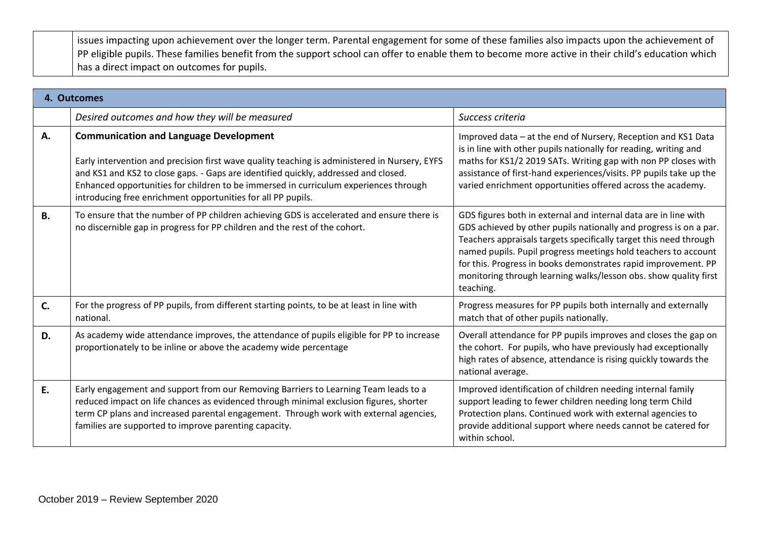| | |
|---|---|
| | issues impacting upon achievement over the longer term. Parental engagement for some of these families also impacts upon the achievement of PP eligible pupils. These families benefit from the support school can offer to enable them to become more active in their child's education which has a direct impact on outcomes for pupils. |

| **4. Outcomes** | | |
|---|---|---|
| | *Desired outcomes and how they will be measured* | *Success criteria* |
| **A.** | **Communication and Language Development**<br><br>Early intervention and precision first wave quality teaching is administered in Nursery, EYFS and KS1 and KS2 to close gaps. - Gaps are identified quickly, addressed and closed. Enhanced opportunities for children to be immersed in curriculum experiences through introducing free enrichment opportunities for all PP pupils. | Improved data – at the end of Nursery, Reception and KS1 Data is in line with other pupils nationally for reading, writing and maths for KS1/2 2019 SATs. Writing gap with non PP closes with assistance of first-hand experiences/visits. PP pupils take up the varied enrichment opportunities offered across the academy. |
| **B.** | To ensure that the number of PP children achieving GDS is accelerated and ensure there is no discernible gap in progress for PP children and the rest of the cohort. | GDS figures both in external and internal data are in line with GDS achieved by other pupils nationally and progress is on a par. Teachers appraisals targets specifically target this need through named pupils. Pupil progress meetings hold teachers to account for this. Progress in books demonstrates rapid improvement. PP monitoring through learning walks/lesson obs. show quality first teaching. |
| **C.** | For the progress of PP pupils, from different starting points, to be at least in line with national. | Progress measures for PP pupils both internally and externally match that of other pupils nationally. |
| **D.** | As academy wide attendance improves, the attendance of pupils eligible for PP to increase proportionately to be inline or above the academy wide percentage | Overall attendance for PP pupils improves and closes the gap on the cohort. For pupils, who have previously had exceptionally high rates of absence, attendance is rising quickly towards the national average. |
| **E.** | Early engagement and support from our Removing Barriers to Learning Team leads to a reduced impact on life chances as evidenced through minimal exclusion figures, shorter term CP plans and increased parental engagement. Through work with external agencies, families are supported to improve parenting capacity. | Improved identification of children needing internal family support leading to fewer children needing long term Child Protection plans. Continued work with external agencies to provide additional support where needs cannot be catered for within school. |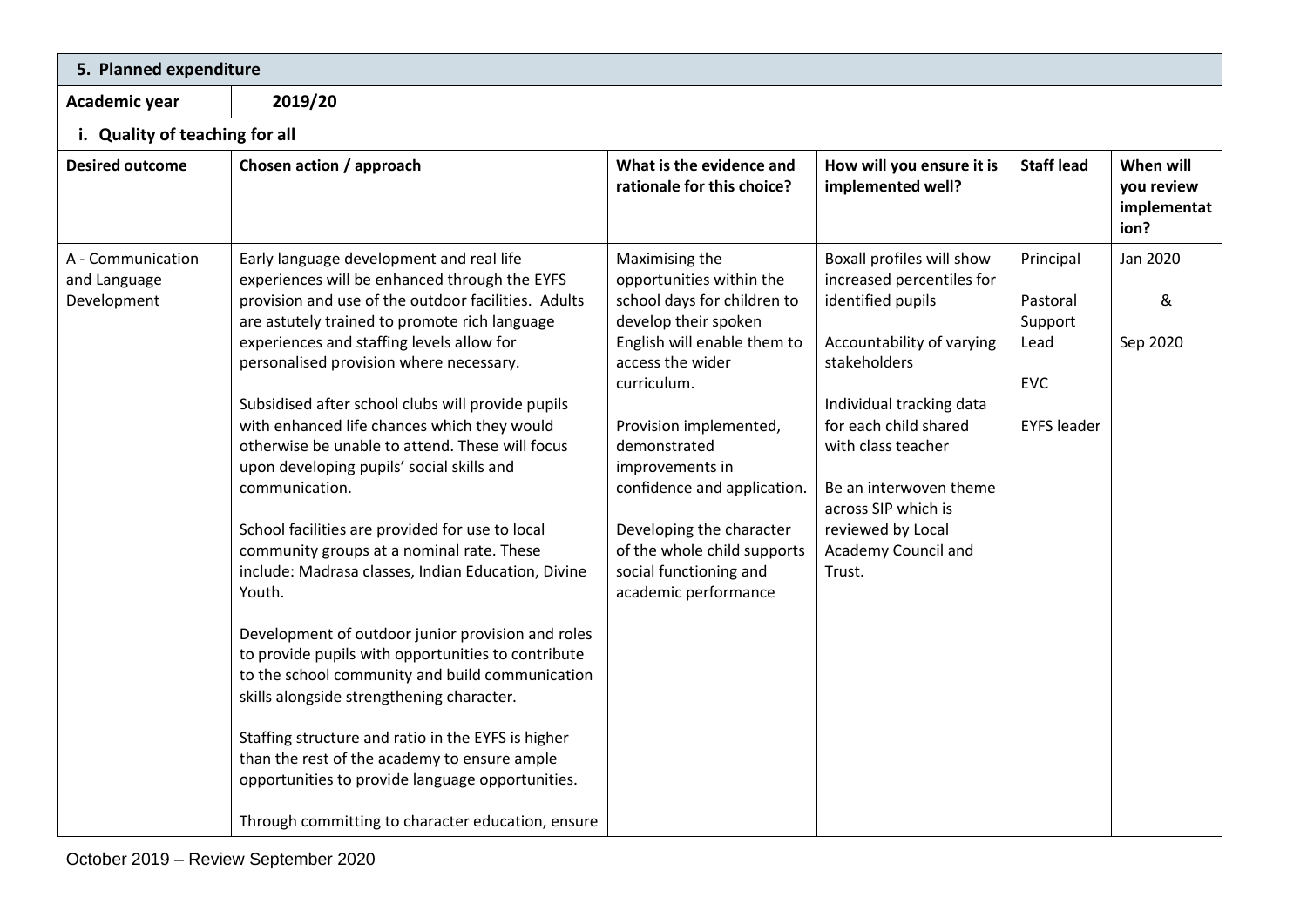| 5. Planned expenditure | | | | | |
|---|---|---|---|---|---|
| **Academic year** | **2019/20** | | | | |
| **i. Quality of teaching for all** | | | | | |
| **Desired outcome** | **Chosen action / approach** | **What is the evidence and rationale for this choice?** | **How will you ensure it is implemented well?** | **Staff lead** | **When will you review implementation?** |
| A - Communication and Language Development | Early language development and real life experiences will be enhanced through the EYFS provision and use of the outdoor facilities. Adults are astutely trained to promote rich language experiences and staffing levels allow for personalised provision where necessary.<br><br>Subsidised after school clubs will provide pupils with enhanced life chances which they would otherwise be unable to attend. These will focus upon developing pupils' social skills and communication.<br><br>School facilities are provided for use to local community groups at a nominal rate. These include: Madrasa classes, Indian Education, Divine Youth.<br><br>Development of outdoor junior provision and roles to provide pupils with opportunities to contribute to the school community and build communication skills alongside strengthening character.<br><br>Staffing structure and ratio in the EYFS is higher than the rest of the academy to ensure ample opportunities to provide language opportunities.<br><br>Through committing to character education, ensure | Maximising the opportunities within the school days for children to develop their spoken English will enable them to access the wider curriculum.<br><br>Provision implemented, demonstrated improvements in confidence and application.<br><br>Developing the character of the whole child supports social functioning and academic performance | Boxall profiles will show increased percentiles for identified pupils<br><br>Accountability of varying stakeholders<br><br>Individual tracking data for each child shared with class teacher<br><br>Be an interwoven theme across SIP which is reviewed by Local Academy Council and Trust. | Principal<br><br>Pastoral Support Lead<br><br>EVC<br><br>EYFS leader | Jan 2020<br><br>&<br><br>Sep 2020 |

October 2019 – Review September 2020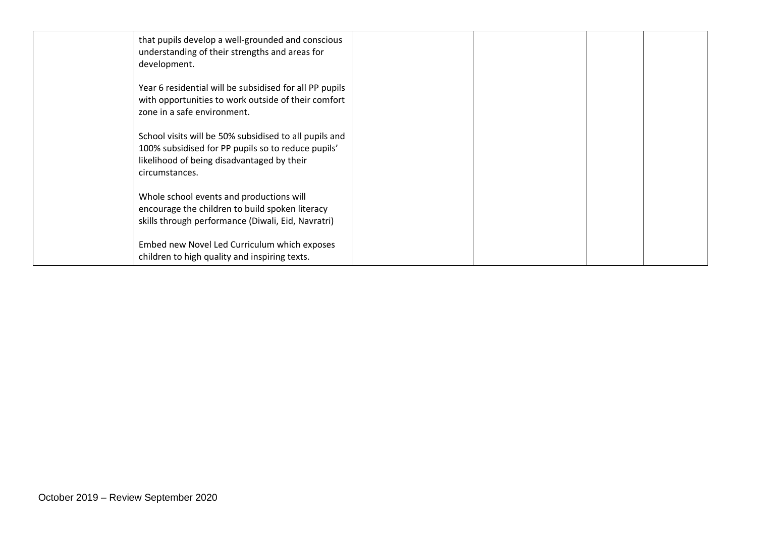| | | | | | |
|---|---|---|---|---|---|
| | that pupils develop a well-grounded and conscious understanding of their strengths and areas for development.<br><br>Year 6 residential will be subsidised for all PP pupils with opportunities to work outside of their comfort zone in a safe environment.<br><br>School visits will be 50% subsidised to all pupils and 100% subsidised for PP pupils so to reduce pupils' likelihood of being disadvantaged by their circumstances.<br><br>Whole school events and productions will encourage the children to build spoken literacy skills through performance (Diwali, Eid, Navratri)<br><br>Embed new Novel Led Curriculum which exposes children to high quality and inspiring texts. | | | | |

October 2019 – Review September 2020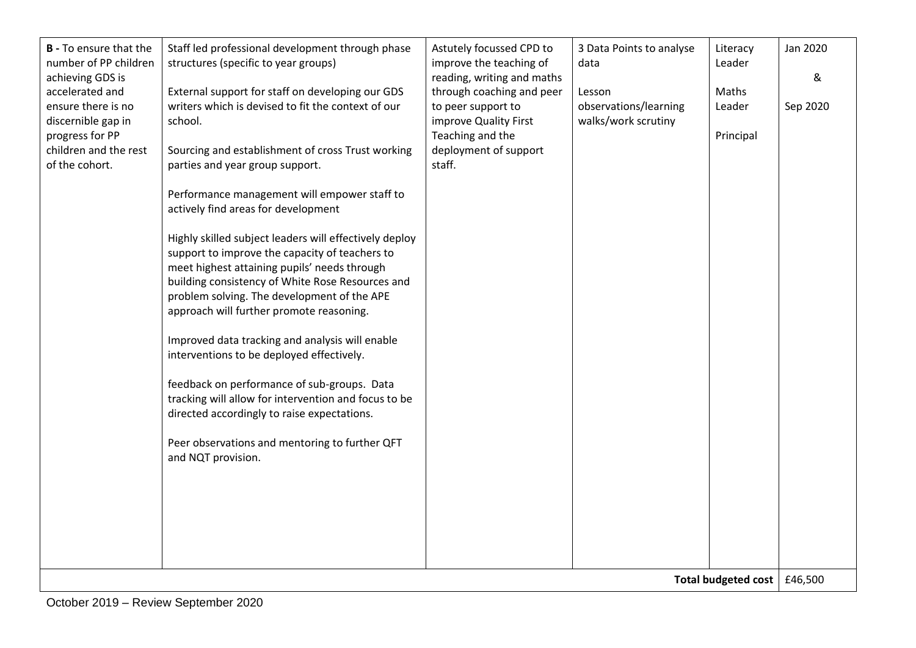| | | | | | |
|---|---|---|---|---|---|
| **B -** To ensure that the number of PP children achieving GDS is accelerated and ensure there is no discernible gap in progress for PP children and the rest of the cohort. | Staff led professional development through phase structures (specific to year groups)<br><br>External support for staff on developing our GDS writers which is devised to fit the context of our school.<br><br>Sourcing and establishment of cross Trust working parties and year group support.<br><br>Performance management will empower staff to actively find areas for development<br><br>Highly skilled subject leaders will effectively deploy support to improve the capacity of teachers to meet highest attaining pupils' needs through building consistency of White Rose Resources and problem solving. The development of the APE approach will further promote reasoning.<br><br>Improved data tracking and analysis will enable interventions to be deployed effectively.<br><br>feedback on performance of sub-groups. Data tracking will allow for intervention and focus to be directed accordingly to raise expectations.<br><br>Peer observations and mentoring to further QFT and NQT provision. | Astutely focussed CPD to improve the teaching of reading, writing and maths through coaching and peer to peer support to improve Quality First Teaching and the deployment of support staff. | 3 Data Points to analyse data<br><br>Lesson observations/learning walks/work scrutiny | Literacy Leader<br><br>Maths Leader<br><br>Principal | Jan 2020<br><br>&<br><br>Sep 2020 |
| | | | | **Total budgeted cost** | £46,500 |

October 2019 – Review September 2020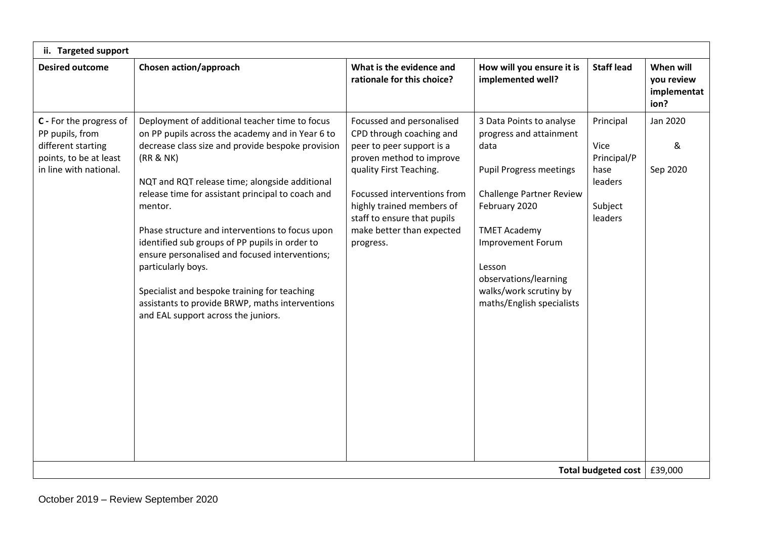| ii. Targeted support | | | | | |
|---|---|---|---|---|---|
| **Desired outcome** | **Chosen action/approach** | **What is the evidence and rationale for this choice?** | **How will you ensure it is implemented well?** | **Staff lead** | **When will you review implementation?** |
| **C -** For the progress of PP pupils, from different starting points, to be at least in line with national. | Deployment of additional teacher time to focus on PP pupils across the academy and in Year 6 to decrease class size and provide bespoke provision (RR & NK)<br><br>NQT and RQT release time; alongside additional release time for assistant principal to coach and mentor.<br><br>Phase structure and interventions to focus upon identified sub groups of PP pupils in order to ensure personalised and focused interventions; particularly boys.<br><br>Specialist and bespoke training for teaching assistants to provide BRWP, maths interventions and EAL support across the juniors. | Focussed and personalised CPD through coaching and peer to peer support is a proven method to improve quality First Teaching.<br><br>Focussed interventions from highly trained members of staff to ensure that pupils make better than expected progress. | 3 Data Points to analyse progress and attainment data<br><br>Pupil Progress meetings<br><br>Challenge Partner Review February 2020<br><br>TMET Academy Improvement Forum<br><br>Lesson observations/learning walks/work scrutiny by maths/English specialists | Principal<br><br>Vice Principal/Phase leaders<br><br>Subject leaders | Jan 2020<br><br>&<br><br>Sep 2020 |
| | | | | **Total budgeted cost** | £39,000 |

October 2019 – Review September 2020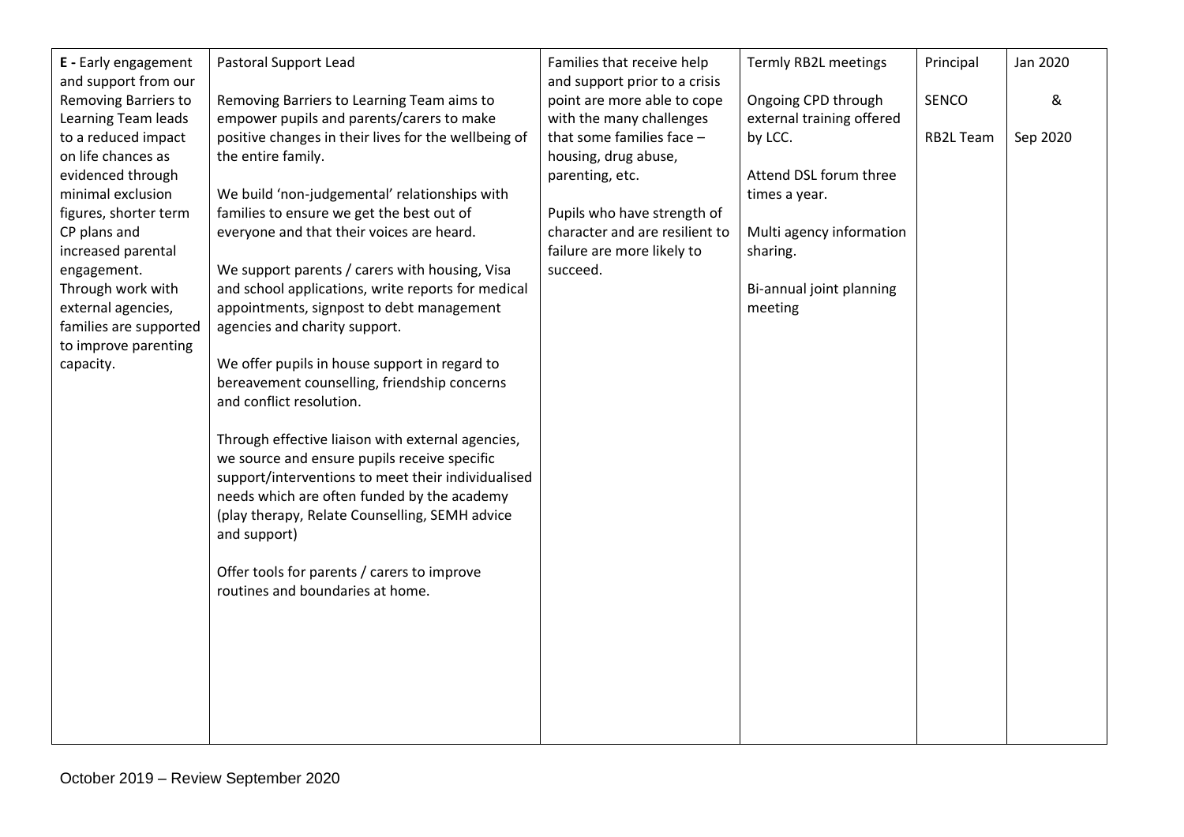| | | | | | |
|---|---|---|---|---|---|
| **E -** Early engagement and support from our Removing Barriers to Learning Team leads to a reduced impact on life chances as evidenced through minimal exclusion figures, shorter term CP plans and increased parental engagement. Through work with external agencies, families are supported to improve parenting capacity. | Pastoral Support Lead<br><br>Removing Barriers to Learning Team aims to empower pupils and parents/carers to make positive changes in their lives for the wellbeing of the entire family.<br><br>We build 'non-judgemental' relationships with families to ensure we get the best out of everyone and that their voices are heard.<br><br>We support parents / carers with housing, Visa and school applications, write reports for medical appointments, signpost to debt management agencies and charity support.<br><br>We offer pupils in house support in regard to bereavement counselling, friendship concerns and conflict resolution.<br><br>Through effective liaison with external agencies, we source and ensure pupils receive specific support/interventions to meet their individualised needs which are often funded by the academy (play therapy, Relate Counselling, SEMH advice and support)<br><br>Offer tools for parents / carers to improve routines and boundaries at home. | Families that receive help and support prior to a crisis point are more able to cope with the many challenges that some families face – housing, drug abuse, parenting, etc.<br><br>Pupils who have strength of character and are resilient to failure are more likely to succeed. | Termly RB2L meetings<br><br>Ongoing CPD through external training offered by LCC.<br><br>Attend DSL forum three times a year.<br><br>Multi agency information sharing.<br><br>Bi-annual joint planning meeting | Principal<br><br>SENCO<br><br>RB2L Team | Jan 2020<br><br>&<br><br>Sep 2020 |

October 2019 – Review September 2020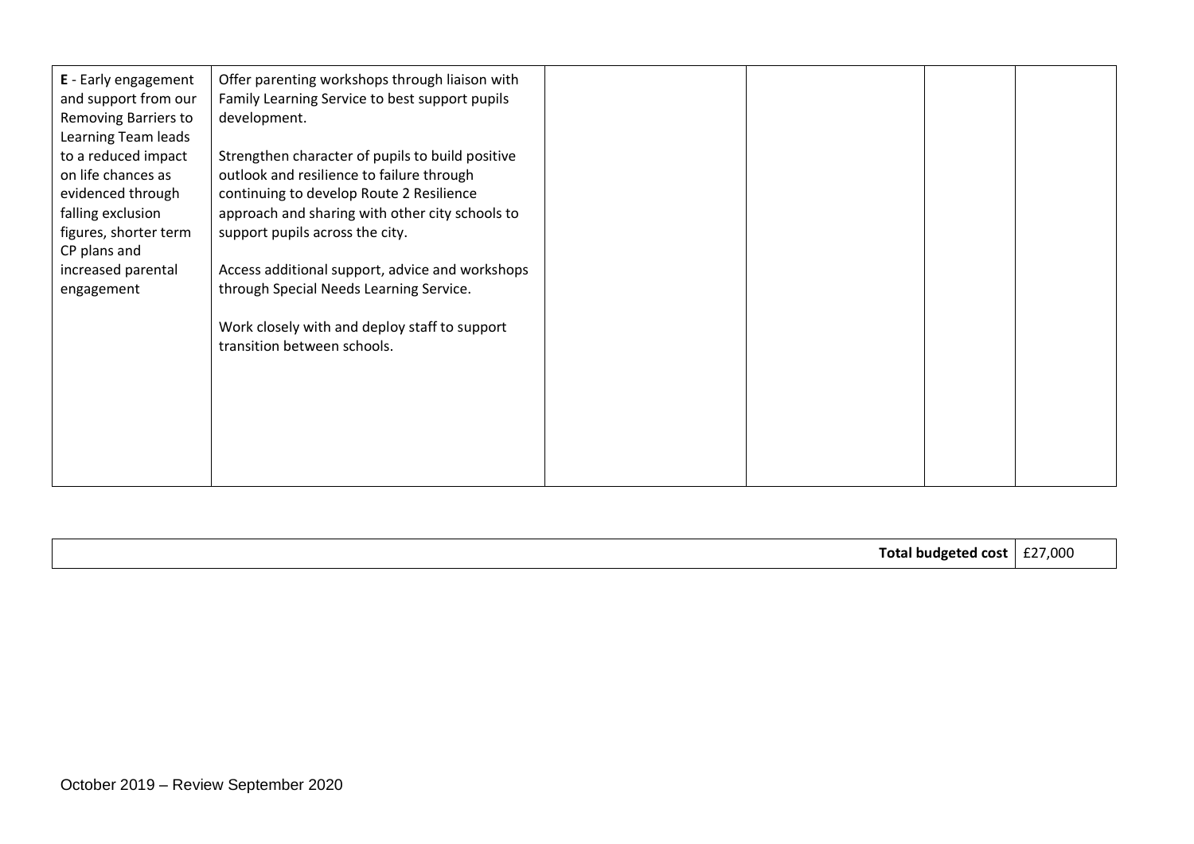| | | | | | |
|---|---|---|---|---|---|
| **E** - Early engagement and support from our Removing Barriers to Learning Team leads to a reduced impact on life chances as evidenced through falling exclusion figures, shorter term CP plans and increased parental engagement | Offer parenting workshops through liaison with Family Learning Service to best support pupils development.<br><br>Strengthen character of pupils to build positive outlook and resilience to failure through continuing to develop Route 2 Resilience approach and sharing with other city schools to support pupils across the city.<br><br>Access additional support, advice and workshops through Special Needs Learning Service.<br><br>Work closely with and deploy staff to support transition between schools. | | | | |

| | |
|---|---|
| **Total budgeted cost** | £27,000 |

October 2019 – Review September 2020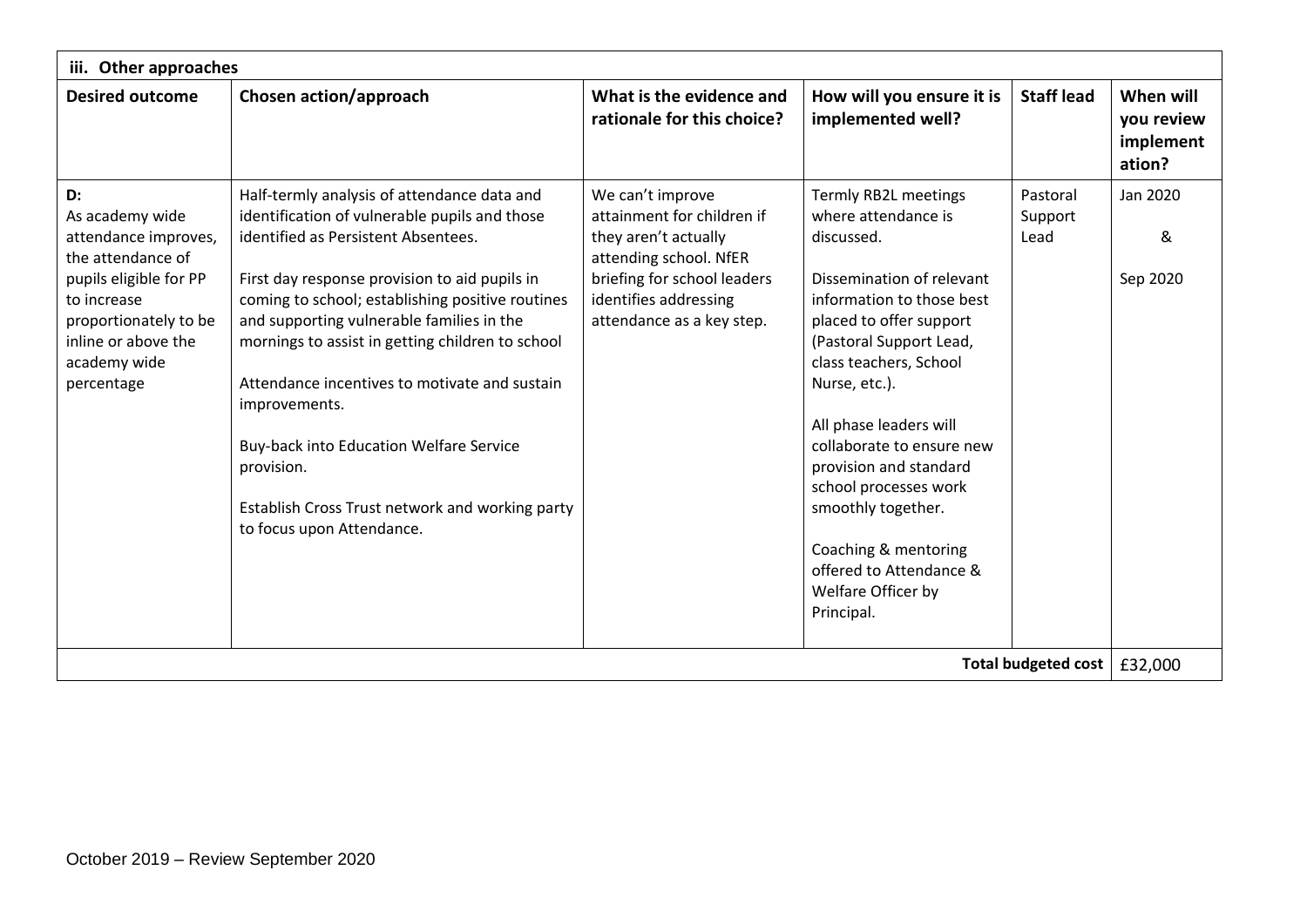| iii. Other approaches | | | | | |
|---|---|---|---|---|---|
| **Desired outcome** | **Chosen action/approach** | **What is the evidence and rationale for this choice?** | **How will you ensure it is implemented well?** | **Staff lead** | **When will you review implementation?** |
| **D:** As academy wide attendance improves, the attendance of pupils eligible for PP to increase proportionately to be inline or above the academy wide percentage | Half-termly analysis of attendance data and identification of vulnerable pupils and those identified as Persistent Absentees.<br><br>First day response provision to aid pupils in coming to school; establishing positive routines and supporting vulnerable families in the mornings to assist in getting children to school<br><br>Attendance incentives to motivate and sustain improvements.<br><br>Buy-back into Education Welfare Service provision.<br><br>Establish Cross Trust network and working party to focus upon Attendance. | We can't improve attainment for children if they aren't actually attending school. NfER briefing for school leaders identifies addressing attendance as a key step. | Termly RB2L meetings where attendance is discussed.<br><br>Dissemination of relevant information to those best placed to offer support (Pastoral Support Lead, class teachers, School Nurse, etc.).<br><br>All phase leaders will collaborate to ensure new provision and standard school processes work smoothly together.<br><br>Coaching & mentoring offered to Attendance & Welfare Officer by Principal. | Pastoral Support Lead | Jan 2020<br><br>&<br><br>Sep 2020 |
| | | | | **Total budgeted cost** | £32,000 |

October 2019 – Review September 2020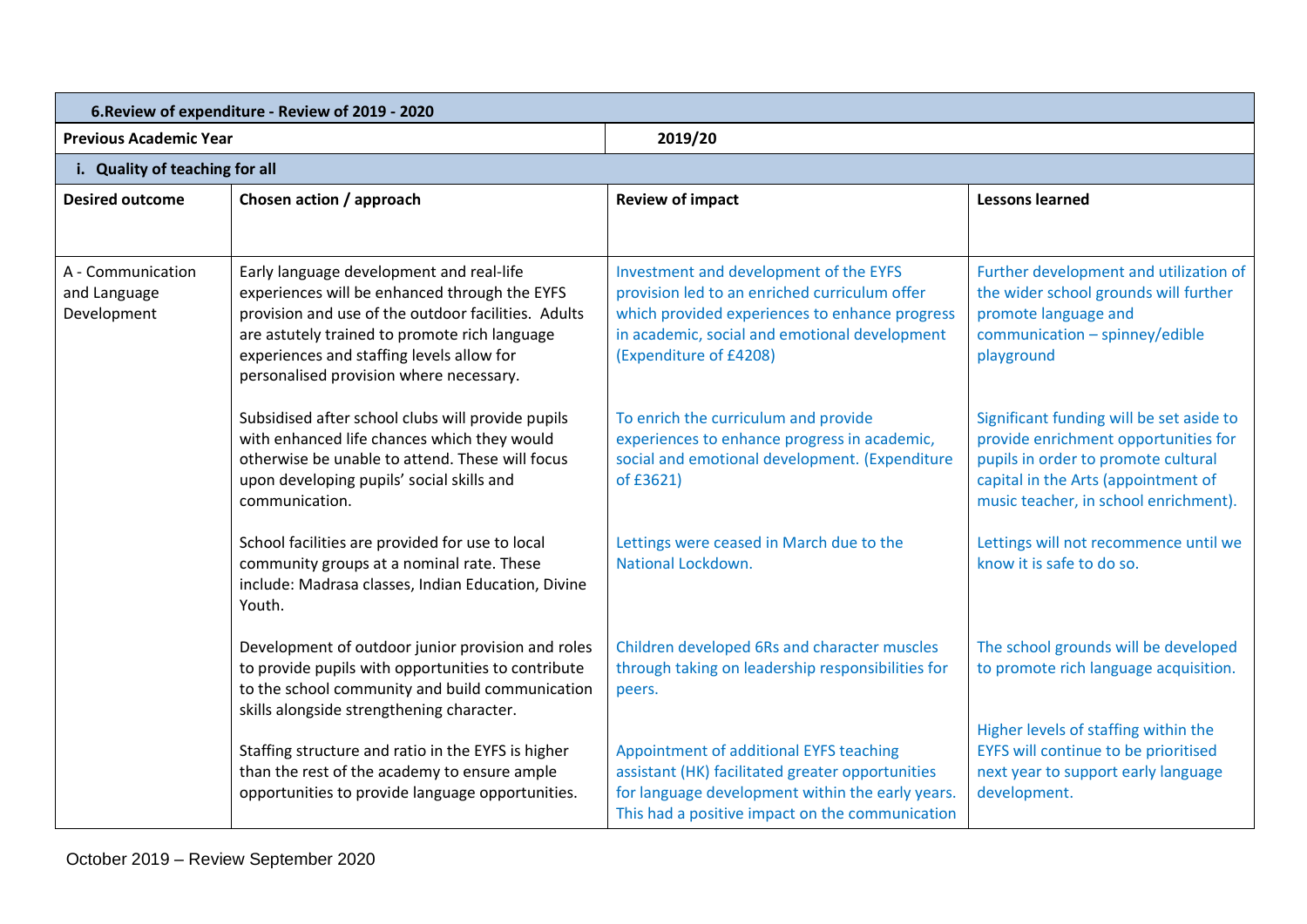| 6.Review of expenditure - Review of 2019 - 2020 | | | |
|---|---|---|---|
| **Previous Academic Year** | | **2019/20** | |
| **i. Quality of teaching for all** | | | |
| **Desired outcome** | **Chosen action / approach** | **Review of impact** | **Lessons learned** |
| A - Communication and Language Development | Early language development and real-life experiences will be enhanced through the EYFS provision and use of the outdoor facilities. Adults are astutely trained to promote rich language experiences and staffing levels allow for personalised provision where necessary. | Investment and development of the EYFS provision led to an enriched curriculum offer which provided experiences to enhance progress in academic, social and emotional development (Expenditure of £4208) | Further development and utilization of the wider school grounds will further promote language and communication – spinney/edible playground |
| | Subsidised after school clubs will provide pupils with enhanced life chances which they would otherwise be unable to attend. These will focus upon developing pupils' social skills and communication. | To enrich the curriculum and provide experiences to enhance progress in academic, social and emotional development. (Expenditure of £3621) | Significant funding will be set aside to provide enrichment opportunities for pupils in order to promote cultural capital in the Arts (appointment of music teacher, in school enrichment). |
| | School facilities are provided for use to local community groups at a nominal rate. These include: Madrasa classes, Indian Education, Divine Youth. | Lettings were ceased in March due to the National Lockdown. | Lettings will not recommence until we know it is safe to do so. |
| | Development of outdoor junior provision and roles to provide pupils with opportunities to contribute to the school community and build communication skills alongside strengthening character. | Children developed 6Rs and character muscles through taking on leadership responsibilities for peers. | The school grounds will be developed to promote rich language acquisition. |
| | Staffing structure and ratio in the EYFS is higher than the rest of the academy to ensure ample opportunities to provide language opportunities. | Appointment of additional EYFS teaching assistant (HK) facilitated greater opportunities for language development within the early years. This had a positive impact on the communication | Higher levels of staffing within the EYFS will continue to be prioritised next year to support early language development. |

October 2019 – Review September 2020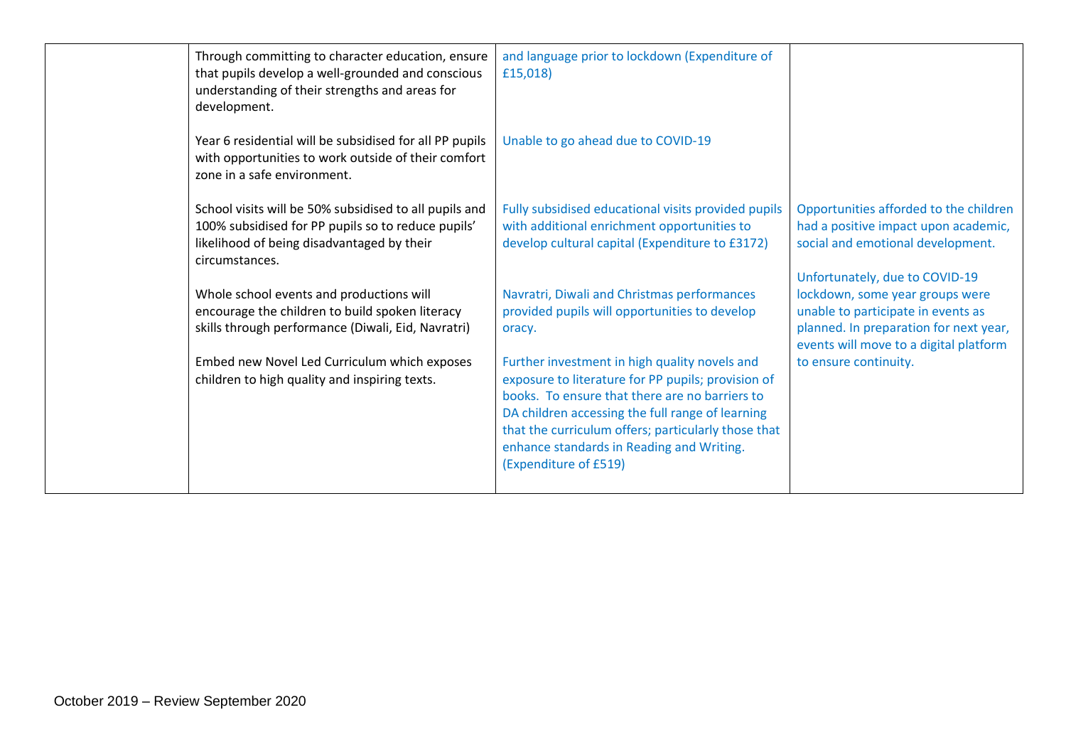| | | | |
|---|---|---|---|
| | Through committing to character education, ensure that pupils develop a well-grounded and conscious understanding of their strengths and areas for development. | and language prior to lockdown (Expenditure of £15,018) | |
| | Year 6 residential will be subsidised for all PP pupils with opportunities to work outside of their comfort zone in a safe environment. | Unable to go ahead due to COVID-19 | |
| | School visits will be 50% subsidised to all pupils and 100% subsidised for PP pupils so to reduce pupils' likelihood of being disadvantaged by their circumstances. | Fully subsidised educational visits provided pupils with additional enrichment opportunities to develop cultural capital (Expenditure to £3172) | Opportunities afforded to the children had a positive impact upon academic, social and emotional development.<br><br>Unfortunately, due to COVID-19 lockdown, some year groups were unable to participate in events as planned. In preparation for next year, events will move to a digital platform to ensure continuity. |
| | Whole school events and productions will encourage the children to build spoken literacy skills through performance (Diwali, Eid, Navratri) | Navratri, Diwali and Christmas performances provided pupils will opportunities to develop oracy. | |
| | Embed new Novel Led Curriculum which exposes children to high quality and inspiring texts. | Further investment in high quality novels and exposure to literature for PP pupils; provision of books. To ensure that there are no barriers to DA children accessing the full range of learning that the curriculum offers; particularly those that enhance standards in Reading and Writing. (Expenditure of £519) | |

October 2019 – Review September 2020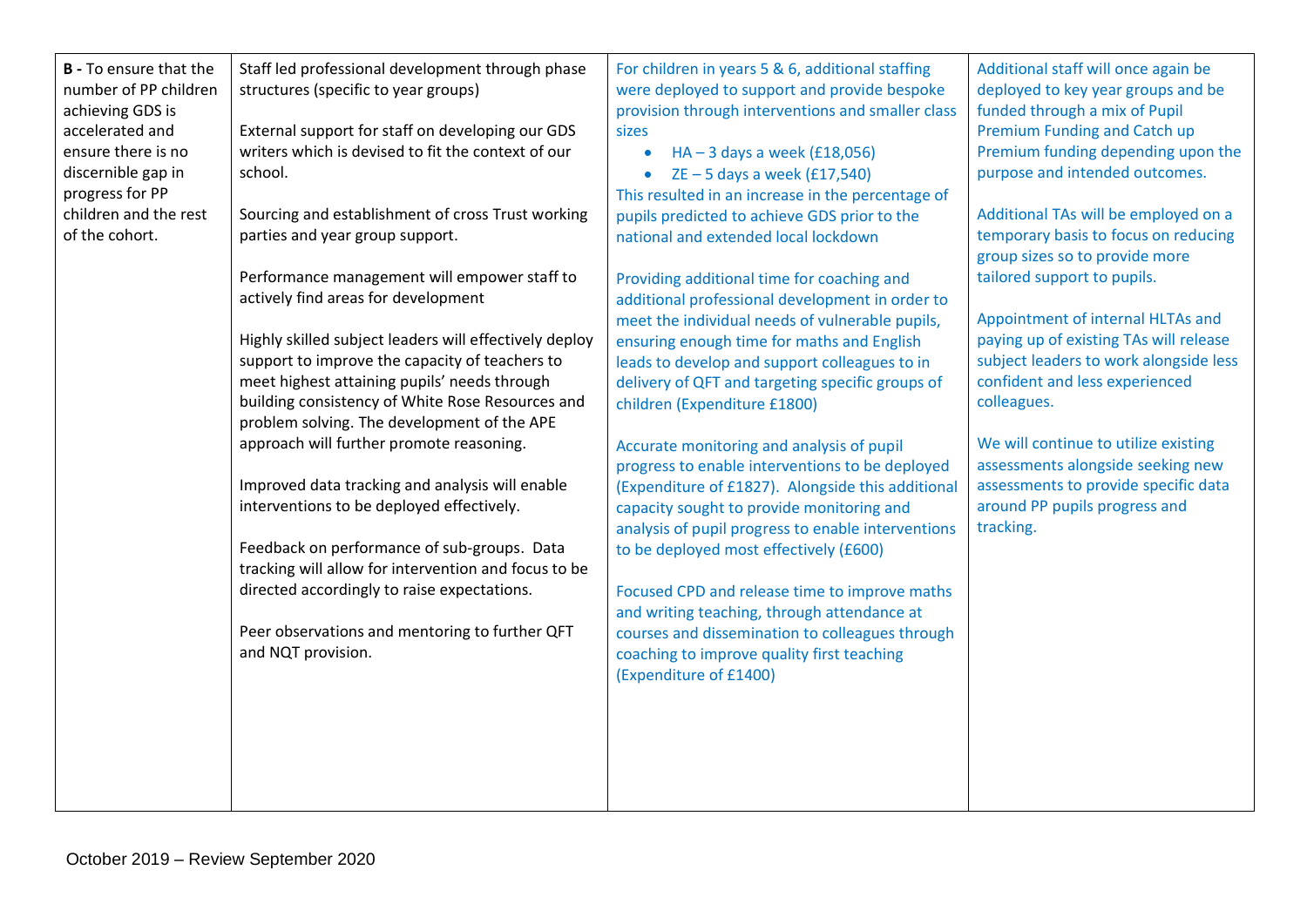| | | | |
|---|---|---|---|
| **B -** To ensure that the number of PP children achieving GDS is accelerated and ensure there is no discernible gap in progress for PP children and the rest of the cohort. | Staff led professional development through phase structures (specific to year groups)<br><br>External support for staff on developing our GDS writers which is devised to fit the context of our school.<br><br>Sourcing and establishment of cross Trust working parties and year group support.<br><br>Performance management will empower staff to actively find areas for development<br><br>Highly skilled subject leaders will effectively deploy support to improve the capacity of teachers to meet highest attaining pupils' needs through building consistency of White Rose Resources and problem solving. The development of the APE approach will further promote reasoning.<br><br>Improved data tracking and analysis will enable interventions to be deployed effectively.<br><br>Feedback on performance of sub-groups. Data tracking will allow for intervention and focus to be directed accordingly to raise expectations.<br><br>Peer observations and mentoring to further QFT and NQT provision. | For children in years 5 & 6, additional staffing were deployed to support and provide bespoke provision through interventions and smaller class sizes<br>• HA – 3 days a week (£18,056)<br>• ZE – 5 days a week (£17,540)<br>This resulted in an increase in the percentage of pupils predicted to achieve GDS prior to the national and extended local lockdown<br><br>Providing additional time for coaching and additional professional development in order to meet the individual needs of vulnerable pupils, ensuring enough time for maths and English leads to develop and support colleagues to in delivery of QFT and targeting specific groups of children (Expenditure £1800)<br><br>Accurate monitoring and analysis of pupil progress to enable interventions to be deployed (Expenditure of £1827). Alongside this additional capacity sought to provide monitoring and analysis of pupil progress to enable interventions to be deployed most effectively (£600)<br><br>Focused CPD and release time to improve maths and writing teaching, through attendance at courses and dissemination to colleagues through coaching to improve quality first teaching (Expenditure of £1400) | Additional staff will once again be deployed to key year groups and be funded through a mix of Pupil Premium Funding and Catch up Premium funding depending upon the purpose and intended outcomes.<br><br>Additional TAs will be employed on a temporary basis to focus on reducing group sizes so to provide more tailored support to pupils.<br><br>Appointment of internal HLTAs and paying up of existing TAs will release subject leaders to work alongside less confident and less experienced colleagues.<br><br>We will continue to utilize existing assessments alongside seeking new assessments to provide specific data around PP pupils progress and tracking. |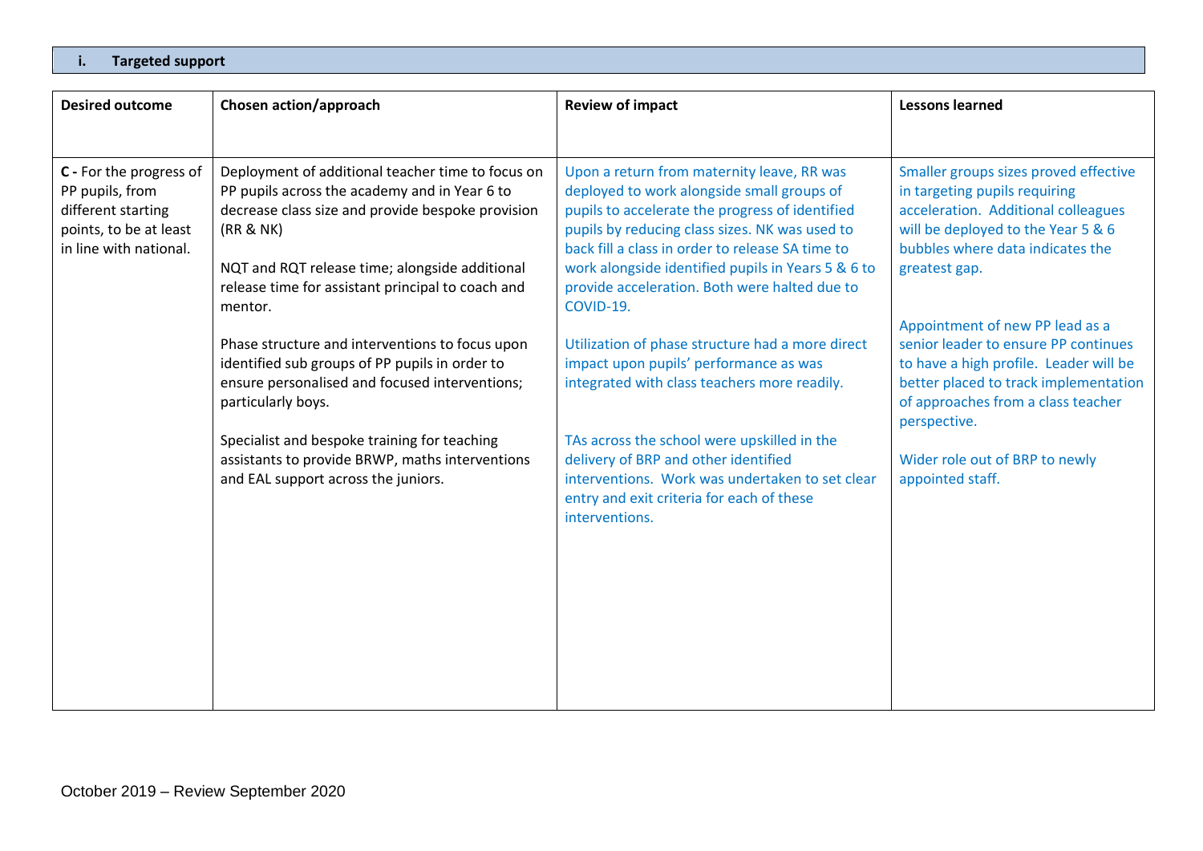## i. Targeted support

| Desired outcome | Chosen action/approach | Review of impact | Lessons learned |
|---|---|---|---|
| **C -** For the progress of PP pupils, from different starting points, to be at least in line with national. | Deployment of additional teacher time to focus on PP pupils across the academy and in Year 6 to decrease class size and provide bespoke provision (RR & NK)<br><br>NQT and RQT release time; alongside additional release time for assistant principal to coach and mentor.<br><br>Phase structure and interventions to focus upon identified sub groups of PP pupils in order to ensure personalised and focused interventions; particularly boys.<br><br>Specialist and bespoke training for teaching assistants to provide BRWP, maths interventions and EAL support across the juniors. | Upon a return from maternity leave, RR was deployed to work alongside small groups of pupils to accelerate the progress of identified pupils by reducing class sizes. NK was used to back fill a class in order to release SA time to work alongside identified pupils in Years 5 & 6 to provide acceleration. Both were halted due to COVID-19.<br><br>Utilization of phase structure had a more direct impact upon pupils' performance as was integrated with class teachers more readily.<br><br>TAs across the school were upskilled in the delivery of BRP and other identified interventions. Work was undertaken to set clear entry and exit criteria for each of these interventions. | Smaller groups sizes proved effective in targeting pupils requiring acceleration. Additional colleagues will be deployed to the Year 5 & 6 bubbles where data indicates the greatest gap.<br><br>Appointment of new PP lead as a senior leader to ensure PP continues to have a high profile. Leader will be better placed to track implementation of approaches from a class teacher perspective.<br><br>Wider role out of BRP to newly appointed staff. |

October 2019 – Review September 2020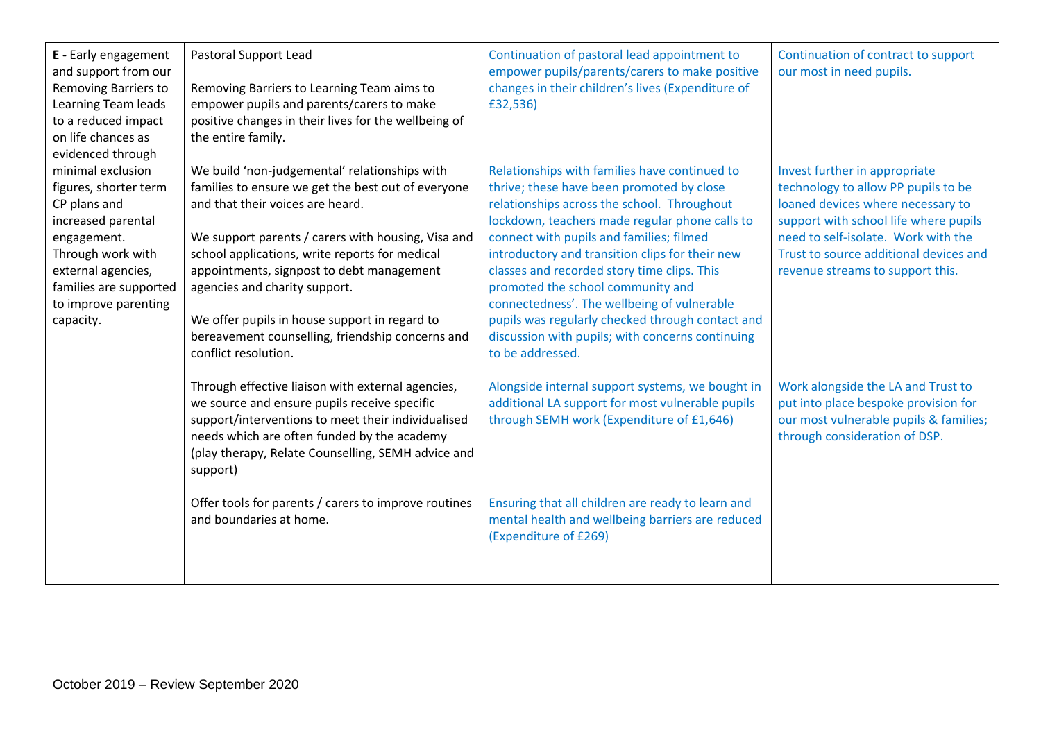| | | | |
|---|---|---|---|
| **E -** Early engagement and support from our Removing Barriers to Learning Team leads to a reduced impact on life chances as evidenced through minimal exclusion figures, shorter term CP plans and increased parental engagement. Through work with external agencies, families are supported to improve parenting capacity. | Pastoral Support Lead<br><br>Removing Barriers to Learning Team aims to empower pupils and parents/carers to make positive changes in their lives for the wellbeing of the entire family. | Continuation of pastoral lead appointment to empower pupils/parents/carers to make positive changes in their children's lives (Expenditure of £32,536) | Continuation of contract to support our most in need pupils. |
| | We build 'non-judgemental' relationships with families to ensure we get the best out of everyone and that their voices are heard.<br><br>We support parents / carers with housing, Visa and school applications, write reports for medical appointments, signpost to debt management agencies and charity support.<br><br>We offer pupils in house support in regard to bereavement counselling, friendship concerns and conflict resolution. | Relationships with families have continued to thrive; these have been promoted by close relationships across the school. Throughout lockdown, teachers made regular phone calls to connect with pupils and families; filmed introductory and transition clips for their new classes and recorded story time clips. This promoted the school community and connectedness'. The wellbeing of vulnerable pupils was regularly checked through contact and discussion with pupils; with concerns continuing to be addressed. | Invest further in appropriate technology to allow PP pupils to be loaned devices where necessary to support with school life where pupils need to self-isolate. Work with the Trust to source additional devices and revenue streams to support this. |
| | Through effective liaison with external agencies, we source and ensure pupils receive specific support/interventions to meet their individualised needs which are often funded by the academy (play therapy, Relate Counselling, SEMH advice and support) | Alongside internal support systems, we bought in additional LA support for most vulnerable pupils through SEMH work (Expenditure of £1,646) | Work alongside the LA and Trust to put into place bespoke provision for our most vulnerable pupils & families; through consideration of DSP. |
| | Offer tools for parents / carers to improve routines and boundaries at home. | Ensuring that all children are ready to learn and mental health and wellbeing barriers are reduced (Expenditure of £269) | |

October 2019 – Review September 2020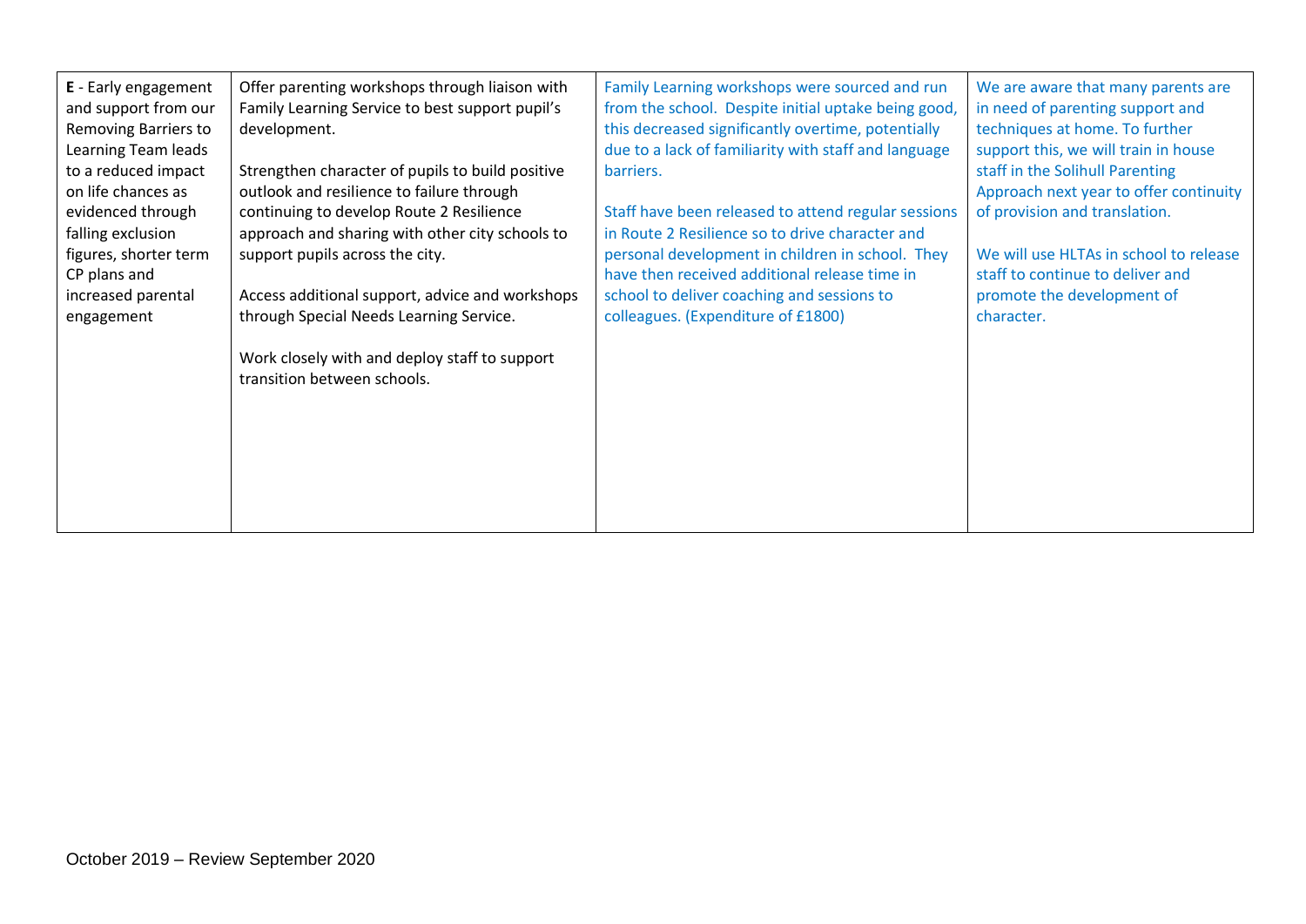| | | | |
|---|---|---|---|
| **E** - Early engagement and support from our Removing Barriers to Learning Team leads to a reduced impact on life chances as evidenced through falling exclusion figures, shorter term CP plans and increased parental engagement | Offer parenting workshops through liaison with Family Learning Service to best support pupil's development.<br><br>Strengthen character of pupils to build positive outlook and resilience to failure through continuing to develop Route 2 Resilience approach and sharing with other city schools to support pupils across the city.<br><br>Access additional support, advice and workshops through Special Needs Learning Service.<br><br>Work closely with and deploy staff to support transition between schools. | Family Learning workshops were sourced and run from the school. Despite initial uptake being good, this decreased significantly overtime, potentially due to a lack of familiarity with staff and language barriers.<br><br>Staff have been released to attend regular sessions in Route 2 Resilience so to drive character and personal development in children in school. They have then received additional release time in school to deliver coaching and sessions to colleagues. (Expenditure of £1800) | We are aware that many parents are in need of parenting support and techniques at home. To further support this, we will train in house staff in the Solihull Parenting Approach next year to offer continuity of provision and translation.<br><br>We will use HLTAs in school to release staff to continue to deliver and promote the development of character. |

October 2019 – Review September 2020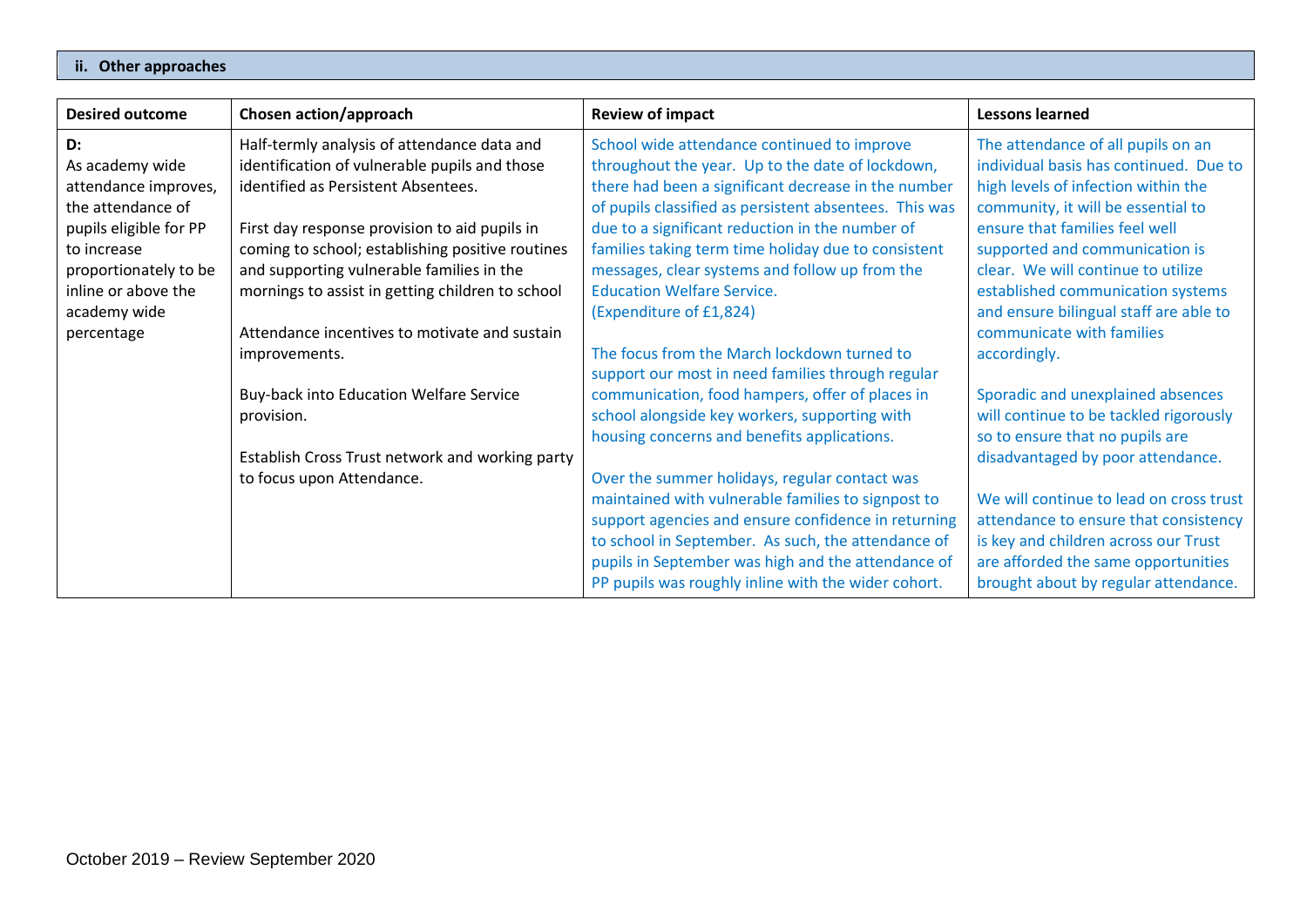## ii. Other approaches

| Desired outcome | Chosen action/approach | Review of impact | Lessons learned |
|---|---|---|---|
| **D:**<br>As academy wide attendance improves, the attendance of pupils eligible for PP to increase proportionately to be inline or above the academy wide percentage | Half-termly analysis of attendance data and identification of vulnerable pupils and those identified as Persistent Absentees.<br><br>First day response provision to aid pupils in coming to school; establishing positive routines and supporting vulnerable families in the mornings to assist in getting children to school<br><br>Attendance incentives to motivate and sustain improvements.<br><br>Buy-back into Education Welfare Service provision.<br><br>Establish Cross Trust network and working party to focus upon Attendance. | School wide attendance continued to improve throughout the year. Up to the date of lockdown, there had been a significant decrease in the number of pupils classified as persistent absentees. This was due to a significant reduction in the number of families taking term time holiday due to consistent messages, clear systems and follow up from the Education Welfare Service.<br>(Expenditure of £1,824)<br><br>The focus from the March lockdown turned to support our most in need families through regular communication, food hampers, offer of places in school alongside key workers, supporting with housing concerns and benefits applications.<br><br>Over the summer holidays, regular contact was maintained with vulnerable families to signpost to support agencies and ensure confidence in returning to school in September. As such, the attendance of pupils in September was high and the attendance of PP pupils was roughly inline with the wider cohort. | The attendance of all pupils on an individual basis has continued. Due to high levels of infection within the community, it will be essential to ensure that families feel well supported and communication is clear. We will continue to utilize established communication systems and ensure bilingual staff are able to communicate with families accordingly.<br><br>Sporadic and unexplained absences will continue to be tackled rigorously so to ensure that no pupils are disadvantaged by poor attendance.<br><br>We will continue to lead on cross trust attendance to ensure that consistency is key and children across our Trust are afforded the same opportunities brought about by regular attendance. |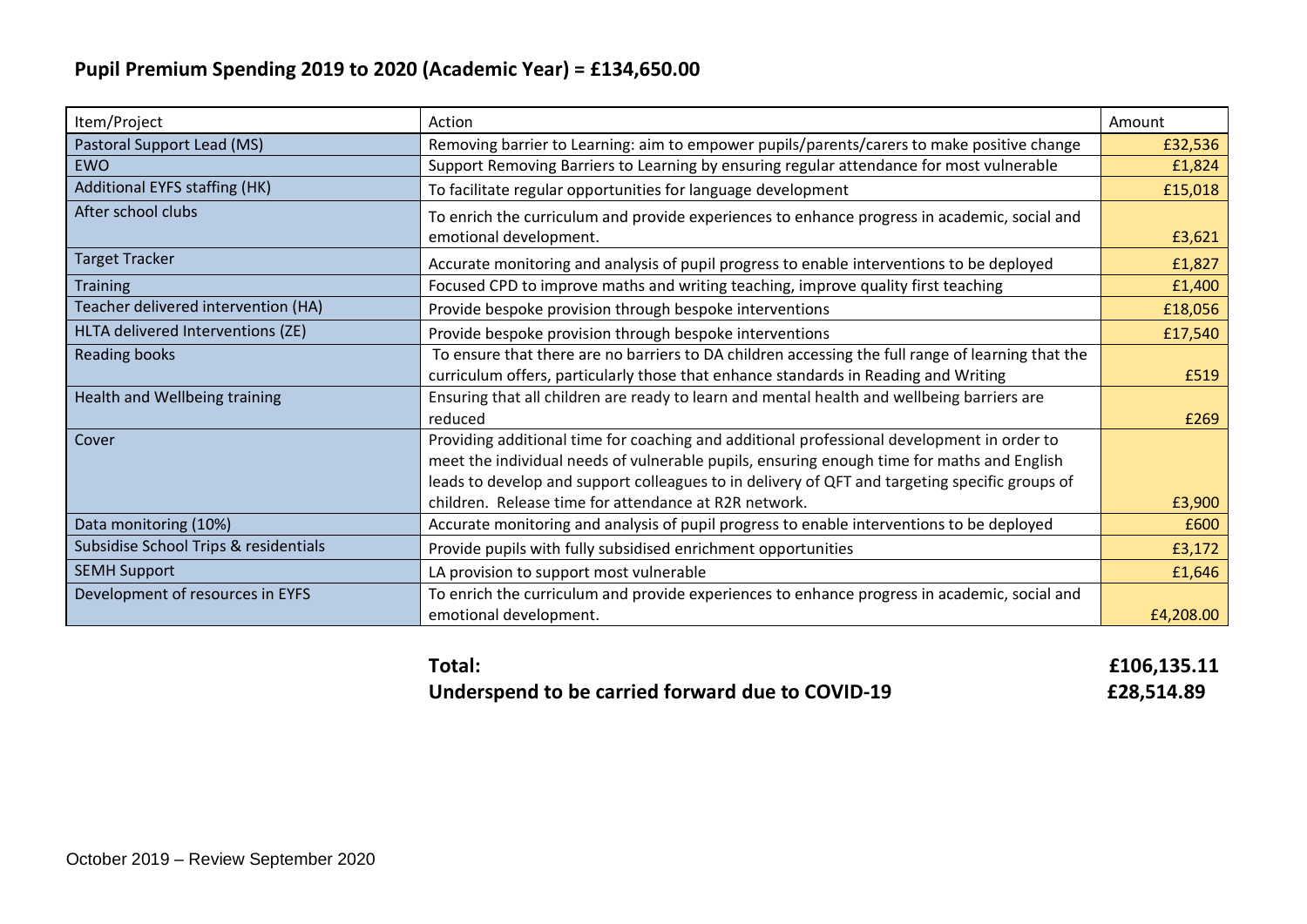## Pupil Premium Spending 2019 to 2020 (Academic Year) = £134,650.00

| Item/Project | Action | Amount |
|---|---|---|
| Pastoral Support Lead (MS) | Removing barrier to Learning: aim to empower pupils/parents/carers to make positive change | £32,536 |
| EWO | Support Removing Barriers to Learning by ensuring regular attendance for most vulnerable | £1,824 |
| Additional EYFS staffing (HK) | To facilitate regular opportunities for language development | £15,018 |
| After school clubs | To enrich the curriculum and provide experiences to enhance progress in academic, social and emotional development. | £3,621 |
| Target Tracker | Accurate monitoring and analysis of pupil progress to enable interventions to be deployed | £1,827 |
| Training | Focused CPD to improve maths and writing teaching, improve quality first teaching | £1,400 |
| Teacher delivered intervention (HA) | Provide bespoke provision through bespoke interventions | £18,056 |
| HLTA delivered Interventions (ZE) | Provide bespoke provision through bespoke interventions | £17,540 |
| Reading books | To ensure that there are no barriers to DA children accessing the full range of learning that the curriculum offers, particularly those that enhance standards in Reading and Writing | £519 |
| Health and Wellbeing training | Ensuring that all children are ready to learn and mental health and wellbeing barriers are reduced | £269 |
| Cover | Providing additional time for coaching and additional professional development in order to meet the individual needs of vulnerable pupils, ensuring enough time for maths and English leads to develop and support colleagues to in delivery of QFT and targeting specific groups of children. Release time for attendance at R2R network. | £3,900 |
| Data monitoring (10%) | Accurate monitoring and analysis of pupil progress to enable interventions to be deployed | £600 |
| Subsidise School Trips & residentials | Provide pupils with fully subsidised enrichment opportunities | £3,172 |
| SEMH Support | LA provision to support most vulnerable | £1,646 |
| Development of resources in EYFS | To enrich the curriculum and provide experiences to enhance progress in academic, social and emotional development. | £4,208.00 |

**Total:** **£106,135.11**

**Underspend to be carried forward due to COVID-19** **£28,514.89**

October 2019 – Review September 2020